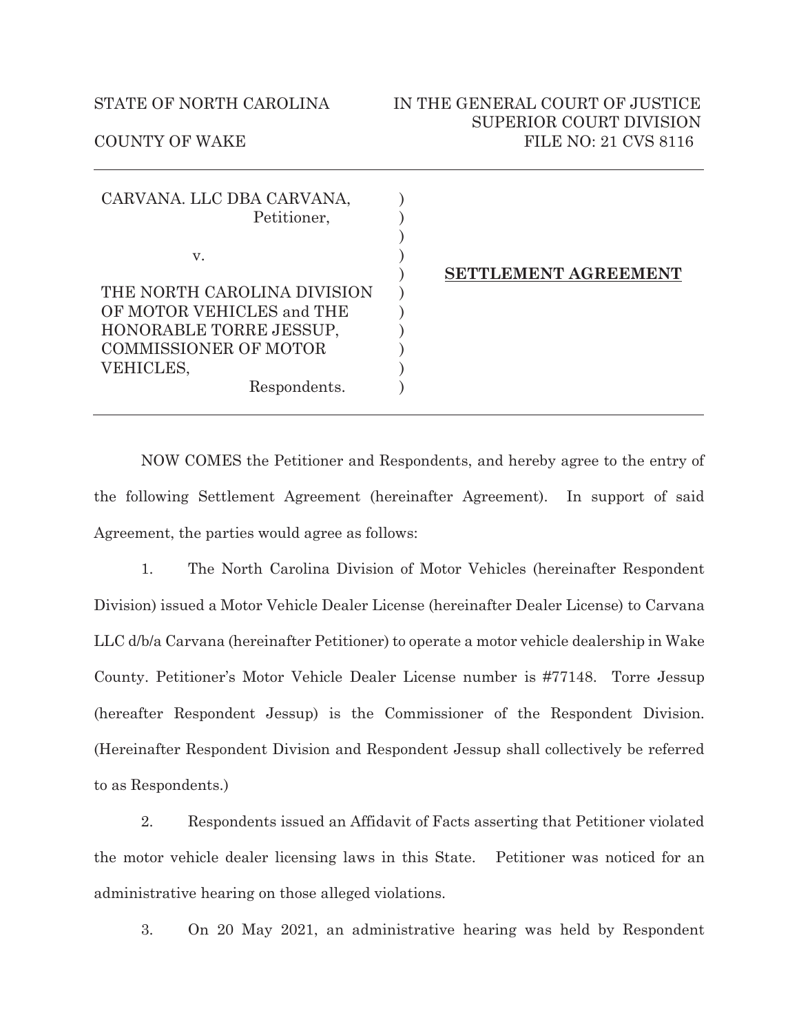STATE OF NORTH CAROLINA

COUNTY OF WAKE

IN THE GENERAL COURT OF JUSTICE
SUPERIOR COURT DIVISION
FILE NO: 21 CVS 8116

| | |
|---|---|
| CARVANA. LLC DBA CARVANA, Petitioner, v. THE NORTH CAROLINA DIVISION OF MOTOR VEHICLES and THE HONORABLE TORRE JESSUP, COMMISSIONER OF MOTOR VEHICLES, Respondents. | **SETTLEMENT AGREEMENT** |

NOW COMES the Petitioner and Respondents, and hereby agree to the entry of the following Settlement Agreement (hereinafter Agreement). In support of said Agreement, the parties would agree as follows:

1. The North Carolina Division of Motor Vehicles (hereinafter Respondent Division) issued a Motor Vehicle Dealer License (hereinafter Dealer License) to Carvana LLC d/b/a Carvana (hereinafter Petitioner) to operate a motor vehicle dealership in Wake County. Petitioner's Motor Vehicle Dealer License number is #77148. Torre Jessup (hereafter Respondent Jessup) is the Commissioner of the Respondent Division. (Hereinafter Respondent Division and Respondent Jessup shall collectively be referred to as Respondents.)

2. Respondents issued an Affidavit of Facts asserting that Petitioner violated the motor vehicle dealer licensing laws in this State. Petitioner was noticed for an administrative hearing on those alleged violations.

3. On 20 May 2021, an administrative hearing was held by Respondent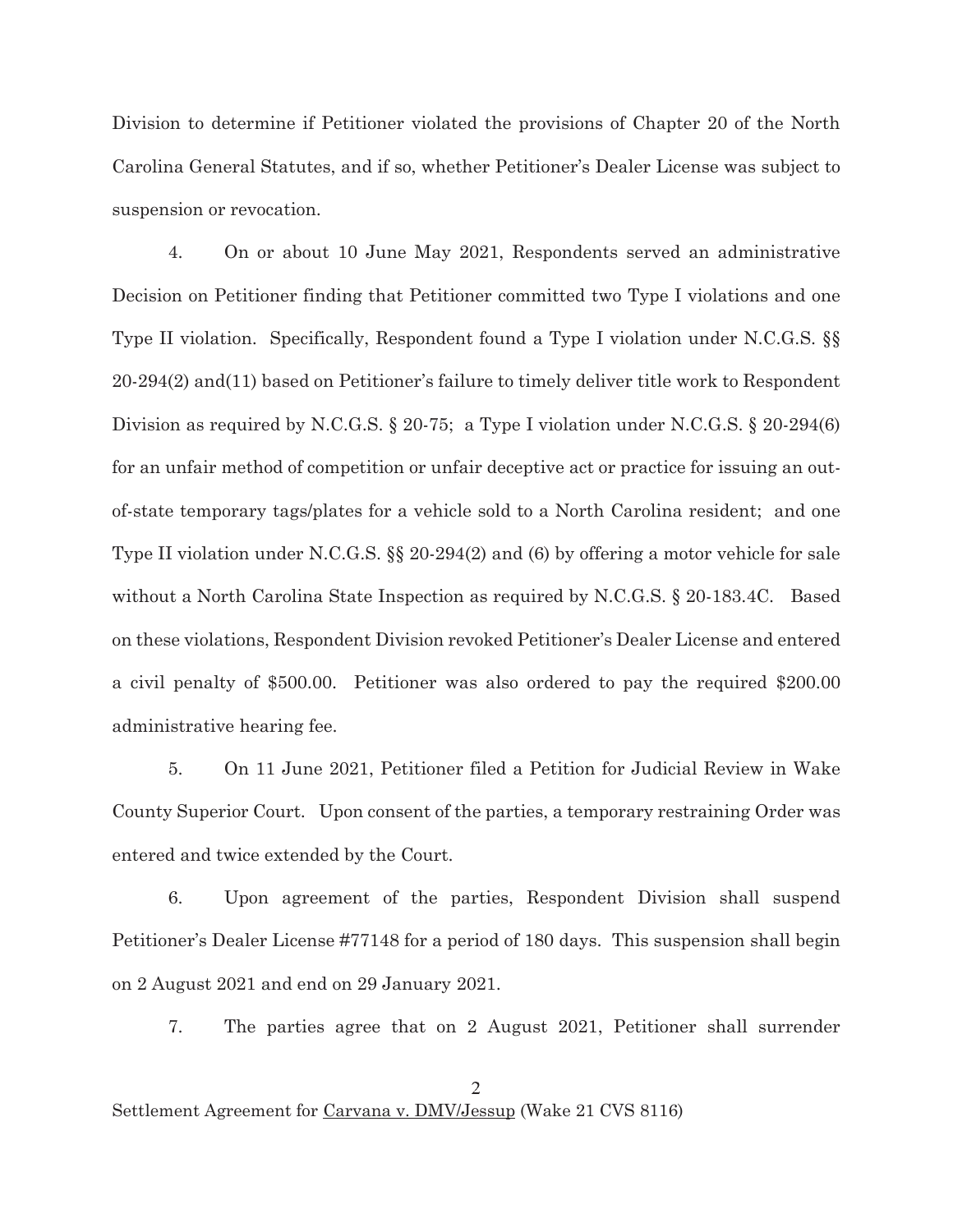Division to determine if Petitioner violated the provisions of Chapter 20 of the North Carolina General Statutes, and if so, whether Petitioner's Dealer License was subject to suspension or revocation.

4. On or about 10 June May 2021, Respondents served an administrative Decision on Petitioner finding that Petitioner committed two Type I violations and one Type II violation. Specifically, Respondent found a Type I violation under N.C.G.S. §§ 20-294(2) and(11) based on Petitioner's failure to timely deliver title work to Respondent Division as required by N.C.G.S. § 20-75; a Type I violation under N.C.G.S. § 20-294(6) for an unfair method of competition or unfair deceptive act or practice for issuing an out-of-state temporary tags/plates for a vehicle sold to a North Carolina resident; and one Type II violation under N.C.G.S. §§ 20-294(2) and (6) by offering a motor vehicle for sale without a North Carolina State Inspection as required by N.C.G.S. § 20-183.4C. Based on these violations, Respondent Division revoked Petitioner's Dealer License and entered a civil penalty of $500.00. Petitioner was also ordered to pay the required $200.00 administrative hearing fee.

5. On 11 June 2021, Petitioner filed a Petition for Judicial Review in Wake County Superior Court. Upon consent of the parties, a temporary restraining Order was entered and twice extended by the Court.

6. Upon agreement of the parties, Respondent Division shall suspend Petitioner's Dealer License #77148 for a period of 180 days. This suspension shall begin on 2 August 2021 and end on 29 January 2021.

7. The parties agree that on 2 August 2021, Petitioner shall surrender

Settlement Agreement for <u>Carvana v. DMV/Jessup</u> (Wake 21 CVS 8116)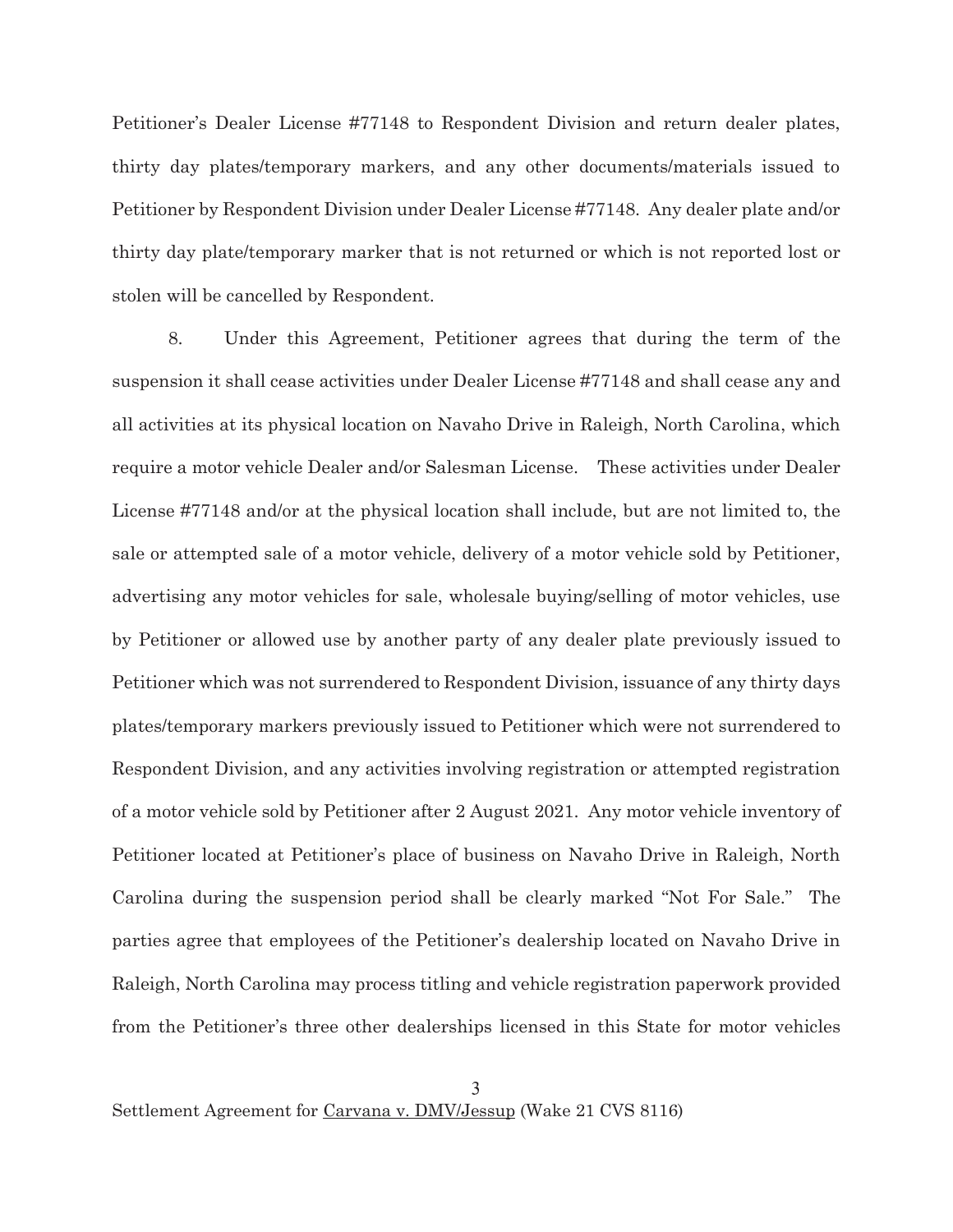Petitioner's Dealer License #77148 to Respondent Division and return dealer plates, thirty day plates/temporary markers, and any other documents/materials issued to Petitioner by Respondent Division under Dealer License #77148. Any dealer plate and/or thirty day plate/temporary marker that is not returned or which is not reported lost or stolen will be cancelled by Respondent.

8. Under this Agreement, Petitioner agrees that during the term of the suspension it shall cease activities under Dealer License #77148 and shall cease any and all activities at its physical location on Navaho Drive in Raleigh, North Carolina, which require a motor vehicle Dealer and/or Salesman License. These activities under Dealer License #77148 and/or at the physical location shall include, but are not limited to, the sale or attempted sale of a motor vehicle, delivery of a motor vehicle sold by Petitioner, advertising any motor vehicles for sale, wholesale buying/selling of motor vehicles, use by Petitioner or allowed use by another party of any dealer plate previously issued to Petitioner which was not surrendered to Respondent Division, issuance of any thirty days plates/temporary markers previously issued to Petitioner which were not surrendered to Respondent Division, and any activities involving registration or attempted registration of a motor vehicle sold by Petitioner after 2 August 2021. Any motor vehicle inventory of Petitioner located at Petitioner's place of business on Navaho Drive in Raleigh, North Carolina during the suspension period shall be clearly marked "Not For Sale." The parties agree that employees of the Petitioner's dealership located on Navaho Drive in Raleigh, North Carolina may process titling and vehicle registration paperwork provided from the Petitioner's three other dealerships licensed in this State for motor vehicles

Settlement Agreement for Carvana v. DMV/Jessup (Wake 21 CVS 8116)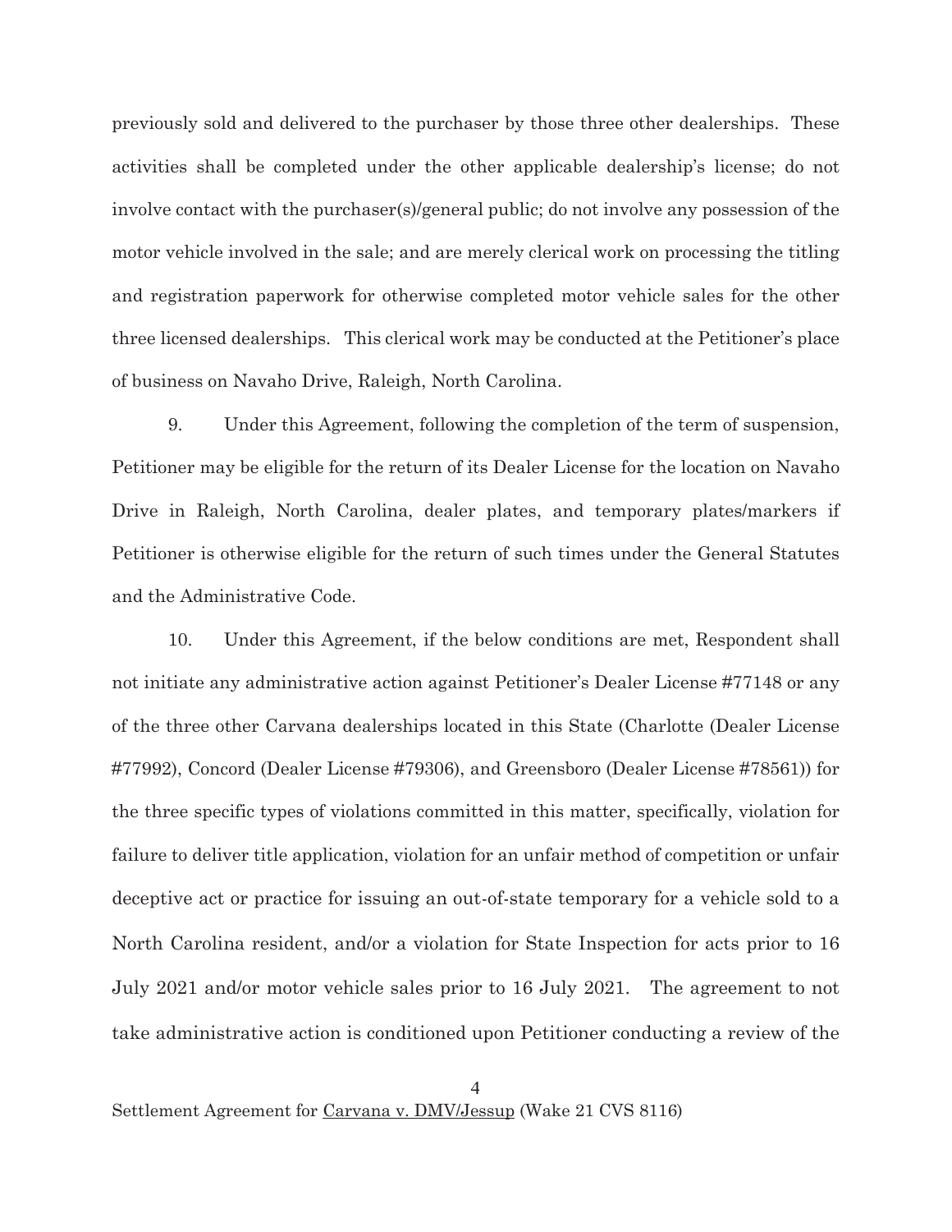previously sold and delivered to the purchaser by those three other dealerships. These activities shall be completed under the other applicable dealership's license; do not involve contact with the purchaser(s)/general public; do not involve any possession of the motor vehicle involved in the sale; and are merely clerical work on processing the titling and registration paperwork for otherwise completed motor vehicle sales for the other three licensed dealerships. This clerical work may be conducted at the Petitioner's place of business on Navaho Drive, Raleigh, North Carolina.

9. Under this Agreement, following the completion of the term of suspension, Petitioner may be eligible for the return of its Dealer License for the location on Navaho Drive in Raleigh, North Carolina, dealer plates, and temporary plates/markers if Petitioner is otherwise eligible for the return of such times under the General Statutes and the Administrative Code.

10. Under this Agreement, if the below conditions are met, Respondent shall not initiate any administrative action against Petitioner's Dealer License #77148 or any of the three other Carvana dealerships located in this State (Charlotte (Dealer License #77992), Concord (Dealer License #79306), and Greensboro (Dealer License #78561)) for the three specific types of violations committed in this matter, specifically, violation for failure to deliver title application, violation for an unfair method of competition or unfair deceptive act or practice for issuing an out-of-state temporary for a vehicle sold to a North Carolina resident, and/or a violation for State Inspection for acts prior to 16 July 2021 and/or motor vehicle sales prior to 16 July 2021. The agreement to not take administrative action is conditioned upon Petitioner conducting a review of the

Settlement Agreement for Carvana v. DMV/Jessup (Wake 21 CVS 8116)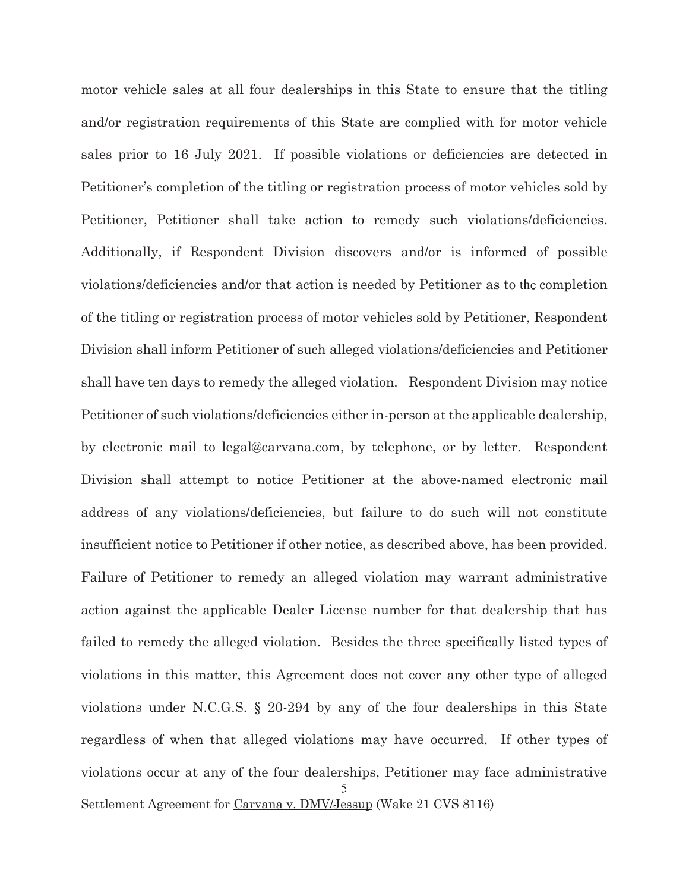motor vehicle sales at all four dealerships in this State to ensure that the titling and/or registration requirements of this State are complied with for motor vehicle sales prior to 16 July 2021. If possible violations or deficiencies are detected in Petitioner's completion of the titling or registration process of motor vehicles sold by Petitioner, Petitioner shall take action to remedy such violations/deficiencies. Additionally, if Respondent Division discovers and/or is informed of possible violations/deficiencies and/or that action is needed by Petitioner as to the completion of the titling or registration process of motor vehicles sold by Petitioner, Respondent Division shall inform Petitioner of such alleged violations/deficiencies and Petitioner shall have ten days to remedy the alleged violation. Respondent Division may notice Petitioner of such violations/deficiencies either in-person at the applicable dealership, by electronic mail to legal@carvana.com, by telephone, or by letter. Respondent Division shall attempt to notice Petitioner at the above-named electronic mail address of any violations/deficiencies, but failure to do such will not constitute insufficient notice to Petitioner if other notice, as described above, has been provided. Failure of Petitioner to remedy an alleged violation may warrant administrative action against the applicable Dealer License number for that dealership that has failed to remedy the alleged violation. Besides the three specifically listed types of violations in this matter, this Agreement does not cover any other type of alleged violations under N.C.G.S. § 20-294 by any of the four dealerships in this State regardless of when that alleged violations may have occurred. If other types of violations occur at any of the four dealerships, Petitioner may face administrative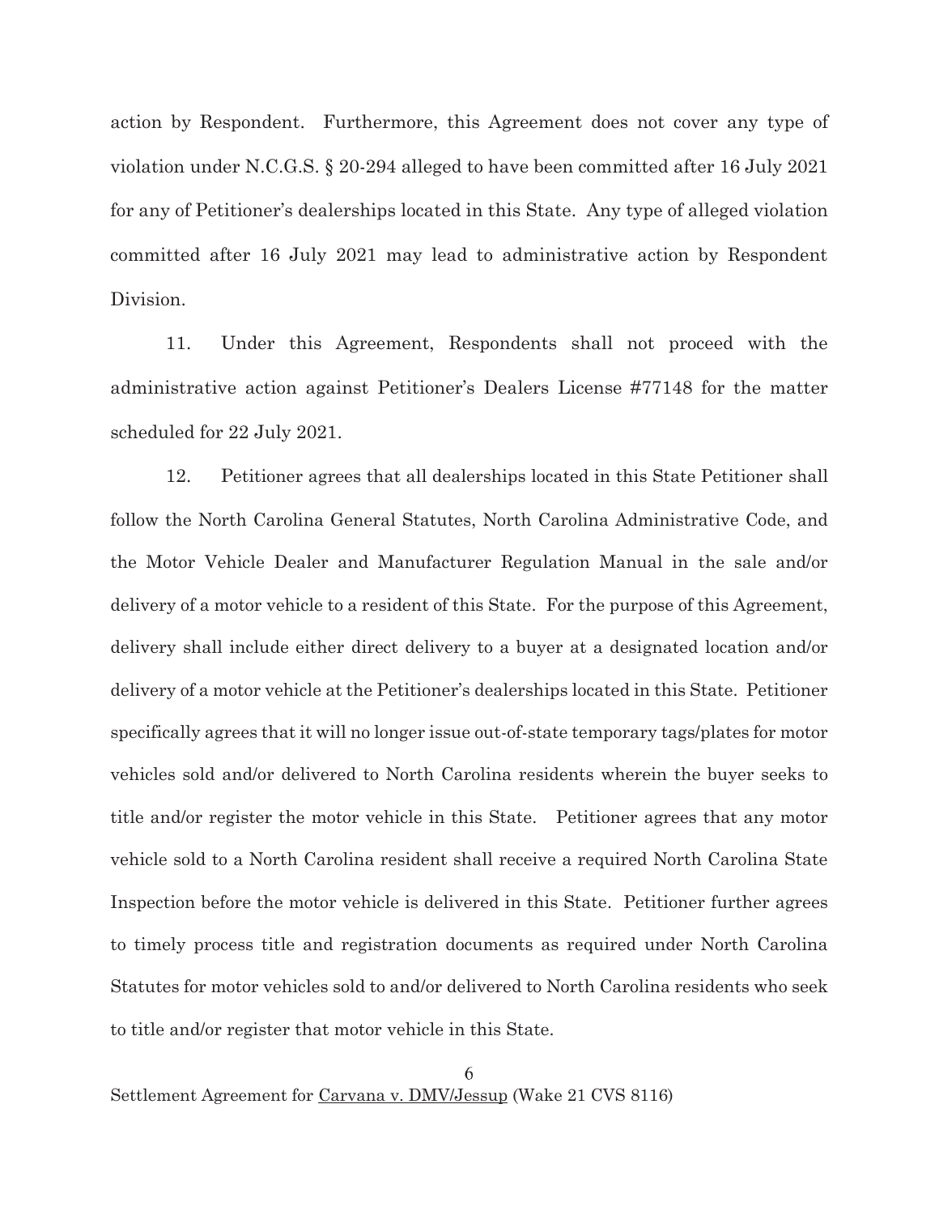action by Respondent. Furthermore, this Agreement does not cover any type of violation under N.C.G.S. § 20-294 alleged to have been committed after 16 July 2021 for any of Petitioner's dealerships located in this State. Any type of alleged violation committed after 16 July 2021 may lead to administrative action by Respondent Division.

11. Under this Agreement, Respondents shall not proceed with the administrative action against Petitioner's Dealers License #77148 for the matter scheduled for 22 July 2021.

12. Petitioner agrees that all dealerships located in this State Petitioner shall follow the North Carolina General Statutes, North Carolina Administrative Code, and the Motor Vehicle Dealer and Manufacturer Regulation Manual in the sale and/or delivery of a motor vehicle to a resident of this State. For the purpose of this Agreement, delivery shall include either direct delivery to a buyer at a designated location and/or delivery of a motor vehicle at the Petitioner's dealerships located in this State. Petitioner specifically agrees that it will no longer issue out-of-state temporary tags/plates for motor vehicles sold and/or delivered to North Carolina residents wherein the buyer seeks to title and/or register the motor vehicle in this State. Petitioner agrees that any motor vehicle sold to a North Carolina resident shall receive a required North Carolina State Inspection before the motor vehicle is delivered in this State. Petitioner further agrees to timely process title and registration documents as required under North Carolina Statutes for motor vehicles sold to and/or delivered to North Carolina residents who seek to title and/or register that motor vehicle in this State.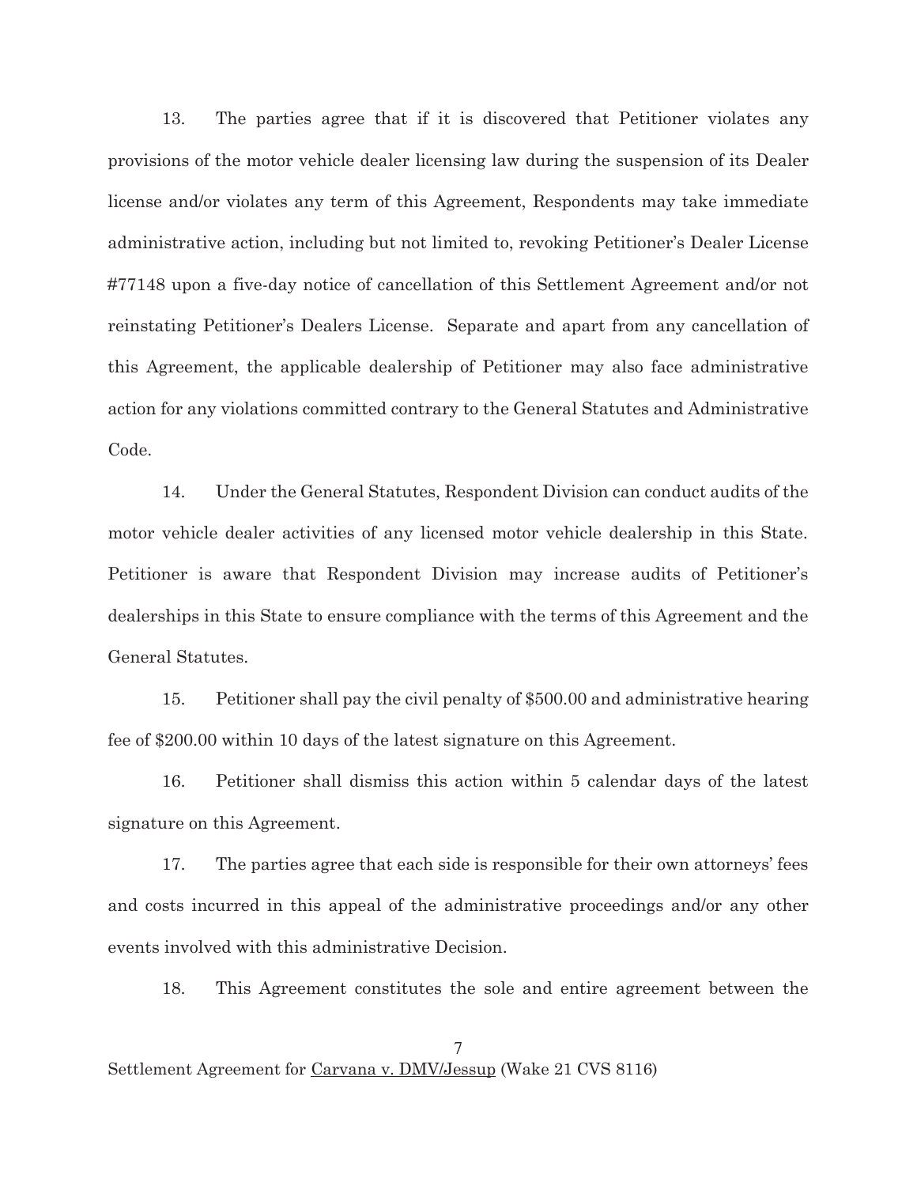13. The parties agree that if it is discovered that Petitioner violates any provisions of the motor vehicle dealer licensing law during the suspension of its Dealer license and/or violates any term of this Agreement, Respondents may take immediate administrative action, including but not limited to, revoking Petitioner's Dealer License #77148 upon a five-day notice of cancellation of this Settlement Agreement and/or not reinstating Petitioner's Dealers License. Separate and apart from any cancellation of this Agreement, the applicable dealership of Petitioner may also face administrative action for any violations committed contrary to the General Statutes and Administrative Code.

14. Under the General Statutes, Respondent Division can conduct audits of the motor vehicle dealer activities of any licensed motor vehicle dealership in this State. Petitioner is aware that Respondent Division may increase audits of Petitioner's dealerships in this State to ensure compliance with the terms of this Agreement and the General Statutes.

15. Petitioner shall pay the civil penalty of $500.00 and administrative hearing fee of $200.00 within 10 days of the latest signature on this Agreement.

16. Petitioner shall dismiss this action within 5 calendar days of the latest signature on this Agreement.

17. The parties agree that each side is responsible for their own attorneys' fees and costs incurred in this appeal of the administrative proceedings and/or any other events involved with this administrative Decision.

18. This Agreement constitutes the sole and entire agreement between the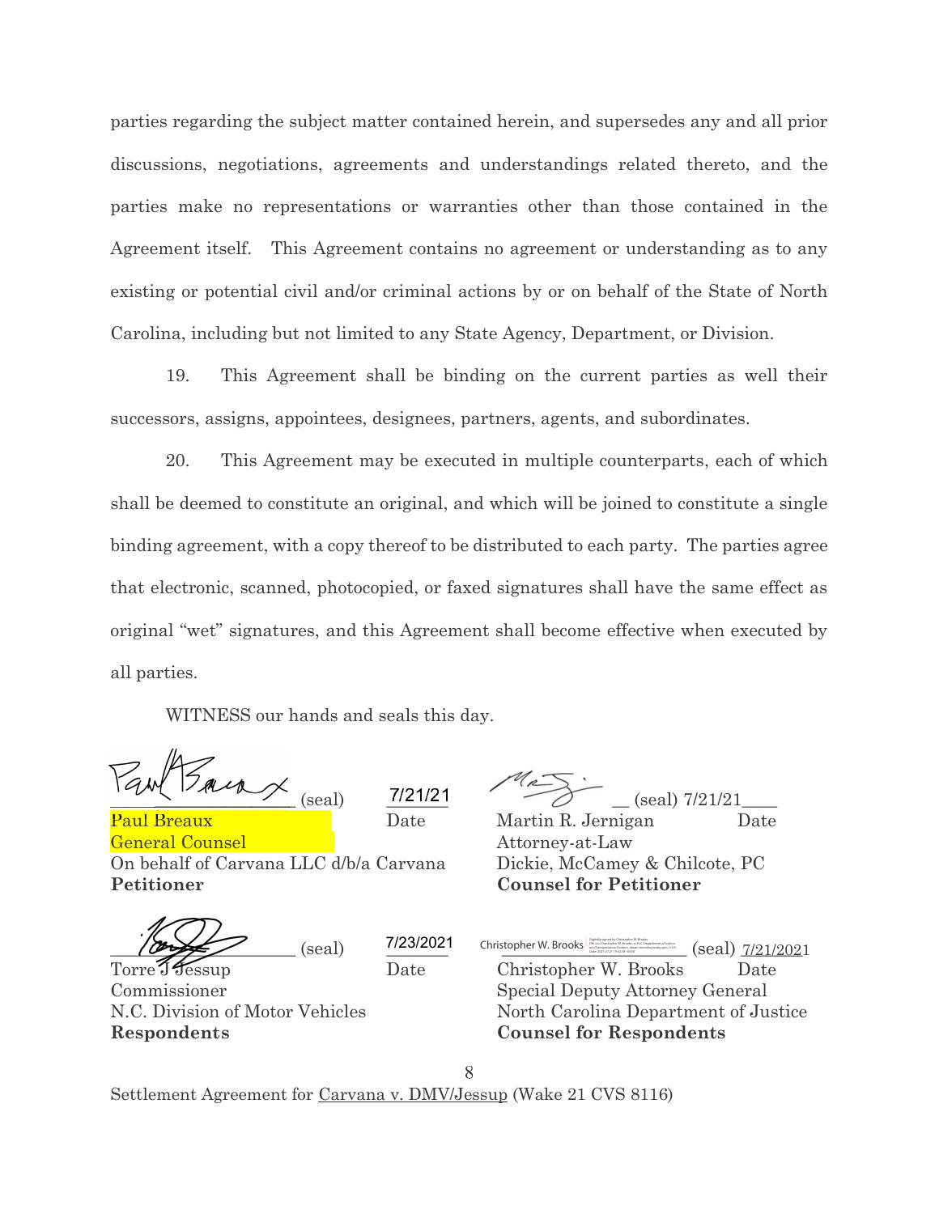parties regarding the subject matter contained herein, and supersedes any and all prior discussions, negotiations, agreements and understandings related thereto, and the parties make no representations or warranties other than those contained in the Agreement itself. This Agreement contains no agreement or understanding as to any existing or potential civil and/or criminal actions by or on behalf of the State of North Carolina, including but not limited to any State Agency, Department, or Division.

19. This Agreement shall be binding on the current parties as well their successors, assigns, appointees, designees, partners, agents, and subordinates.

20. This Agreement may be executed in multiple counterparts, each of which shall be deemed to constitute an original, and which will be joined to constitute a single binding agreement, with a copy thereof to be distributed to each party. The parties agree that electronic, scanned, photocopied, or faxed signatures shall have the same effect as original "wet" signatures, and this Agreement shall become effective when executed by all parties.

WITNESS our hands and seals this day.

| | | | |
|---|---|---|---|
| ____________________ (seal) | 7/21/21 | ____________________ (seal) 7/21/21 | |
| Paul Breaux<br>General Counsel<br>On behalf of Carvana LLC d/b/a Carvana<br>**Petitioner** | Date | Martin R. Jernigan<br>Attorney-at-Law<br>Dickie, McCamey & Chilcote, PC<br>**Counsel for Petitioner** | Date |
| ____________________ (seal) | 7/23/2021 | Christopher W. Brooks ____________________ (seal) | 7/21/2021 |
| Torre J Jessup<br>Commissioner<br>N.C. Division of Motor Vehicles<br>**Respondents** | Date | Christopher W. Brooks<br>Special Deputy Attorney General<br>North Carolina Department of Justice<br>**Counsel for Respondents** | Date |

Settlement Agreement for Carvana v. DMV/Jessup (Wake 21 CVS 8116)